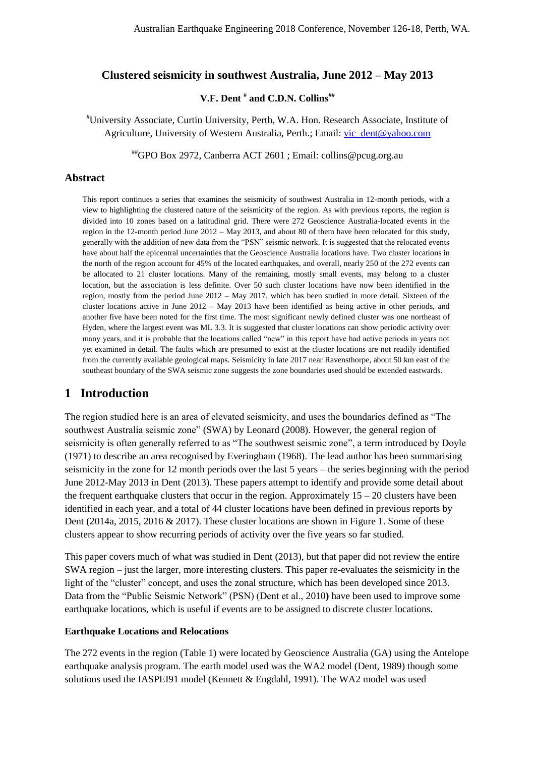# Clustered seismicity in southwest Australia, June 2012 – May 2013

**V.F. Dent [#] and C.D.N. Collins[##]**

[#]University Associate, Curtin University, Perth, W.A. Hon. Research Associate, Institute of Agriculture, University of Western Australia, Perth.; Email: vic_dent@yahoo.com

[##]GPO Box 2972, Canberra ACT 2601 ; Email: collins@pcug.org.au

## Abstract

This report continues a series that examines the seismicity of southwest Australia in 12-month periods, with a view to highlighting the clustered nature of the seismicity of the region. As with previous reports, the region is divided into 10 zones based on a latitudinal grid. There were 272 Geoscience Australia-located events in the region in the 12-month period June 2012 – May 2013, and about 80 of them have been relocated for this study, generally with the addition of new data from the "PSN" seismic network. It is suggested that the relocated events have about half the epicentral uncertainties that the Geoscience Australia locations have. Two cluster locations in the north of the region account for 45% of the located earthquakes, and overall, nearly 250 of the 272 events can be allocated to 21 cluster locations. Many of the remaining, mostly small events, may belong to a cluster location, but the association is less definite. Over 50 such cluster locations have now been identified in the region, mostly from the period June 2012 – May 2017, which has been studied in more detail. Sixteen of the cluster locations active in June 2012 – May 2013 have been identified as being active in other periods, and another five have been noted for the first time. The most significant newly defined cluster was one northeast of Hyden, where the largest event was ML 3.3. It is suggested that cluster locations can show periodic activity over many years, and it is probable that the locations called "new" in this report have had active periods in years not yet examined in detail. The faults which are presumed to exist at the cluster locations are not readily identified from the currently available geological maps. Seismicity in late 2017 near Ravensthorpe, about 50 km east of the southeast boundary of the SWA seismic zone suggests the zone boundaries used should be extended eastwards.

## 1 Introduction

The region studied here is an area of elevated seismicity, and uses the boundaries defined as "The southwest Australia seismic zone" (SWA) by Leonard (2008). However, the general region of seismicity is often generally referred to as "The southwest seismic zone", a term introduced by Doyle (1971) to describe an area recognised by Everingham (1968). The lead author has been summarising seismicity in the zone for 12 month periods over the last 5 years – the series beginning with the period June 2012-May 2013 in Dent (2013). These papers attempt to identify and provide some detail about the frequent earthquake clusters that occur in the region. Approximately 15 – 20 clusters have been identified in each year, and a total of 44 cluster locations have been defined in previous reports by Dent (2014a, 2015, 2016 & 2017). These cluster locations are shown in Figure 1. Some of these clusters appear to show recurring periods of activity over the five years so far studied.

This paper covers much of what was studied in Dent (2013), but that paper did not review the entire SWA region – just the larger, more interesting clusters. This paper re-evaluates the seismicity in the light of the "cluster" concept, and uses the zonal structure, which has been developed since 2013. Data from the "Public Seismic Network" (PSN) (Dent et al., 2010) have been used to improve some earthquake locations, which is useful if events are to be assigned to discrete cluster locations.

### Earthquake Locations and Relocations

The 272 events in the region (Table 1) were located by Geoscience Australia (GA) using the Antelope earthquake analysis program. The earth model used was the WA2 model (Dent, 1989) though some solutions used the IASPEI91 model (Kennett & Engdahl, 1991). The WA2 model was used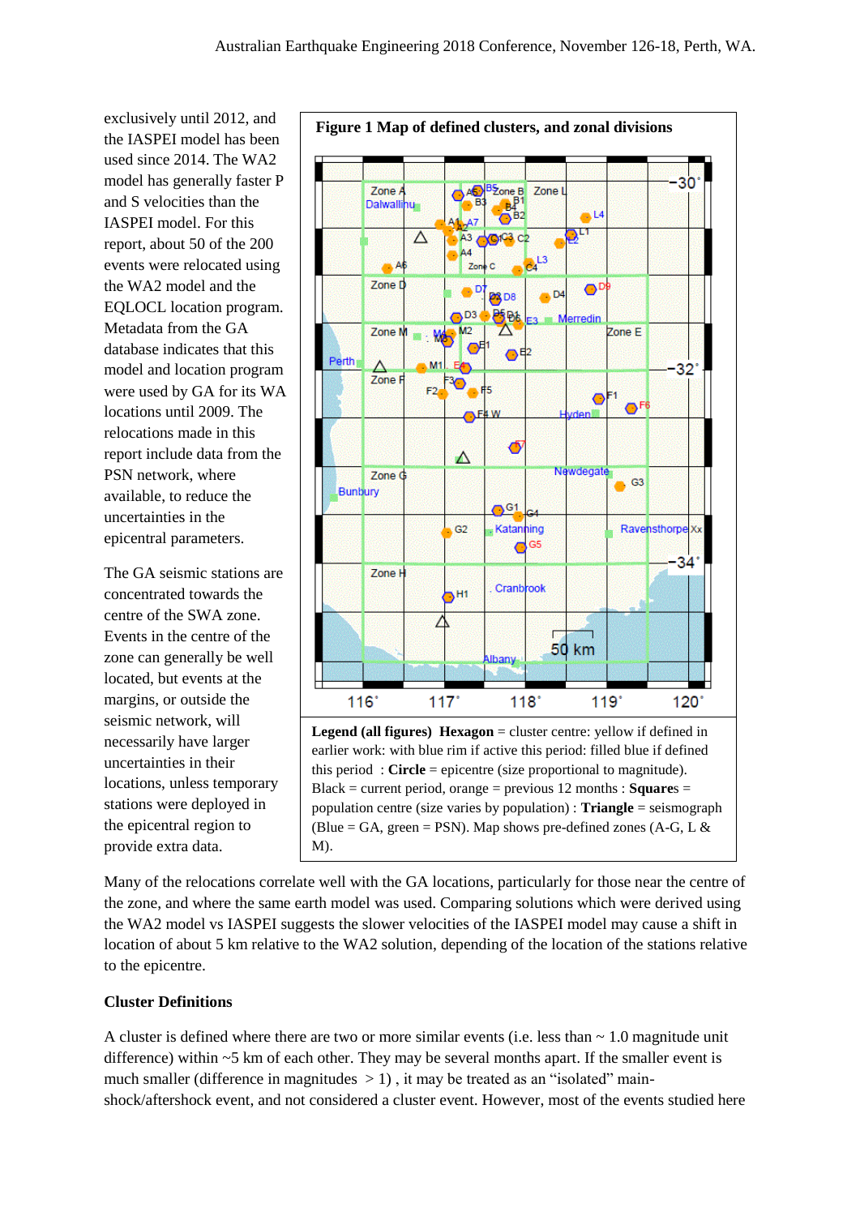exclusively until 2012, and the IASPEI model has been used since 2014. The WA2 model has generally faster P and S velocities than the IASPEI model. For this report, about 50 of the 200 events were relocated using the WA2 model and the EQLOCL location program. Metadata from the GA database indicates that this model and location program were used by GA for its WA locations until 2009. The relocations made in this report include data from the PSN network, where available, to reduce the uncertainties in the epicentral parameters.

The GA seismic stations are concentrated towards the centre of the SWA zone. Events in the centre of the zone can generally be well located, but events at the margins, or outside the seismic network, will necessarily have larger uncertainties in their locations, unless temporary stations were deployed in the epicentral region to provide extra data.

**Figure 1 Map of defined clusters, and zonal divisions**

**Legend (all figures)** **Hexagon** = cluster centre: yellow if defined in earlier work: with blue rim if active this period: filled blue if defined this period : **Circle** = epicentre (size proportional to magnitude). Black = current period, orange = previous 12 months : **Squares** = population centre (size varies by population) : **Triangle** = seismograph (Blue = GA, green = PSN). Map shows pre-defined zones (A-G, L & M).

Many of the relocations correlate well with the GA locations, particularly for those near the centre of the zone, and where the same earth model was used. Comparing solutions which were derived using the WA2 model vs IASPEI suggests the slower velocities of the IASPEI model may cause a shift in location of about 5 km relative to the WA2 solution, depending of the location of the stations relative to the epicentre.

**Cluster Definitions**

A cluster is defined where there are two or more similar events (i.e. less than ~ 1.0 magnitude unit difference) within ~5 km of each other. They may be several months apart. If the smaller event is much smaller (difference in magnitudes > 1) , it may be treated as an "isolated" main-shock/aftershock event, and not considered a cluster event. However, most of the events studied here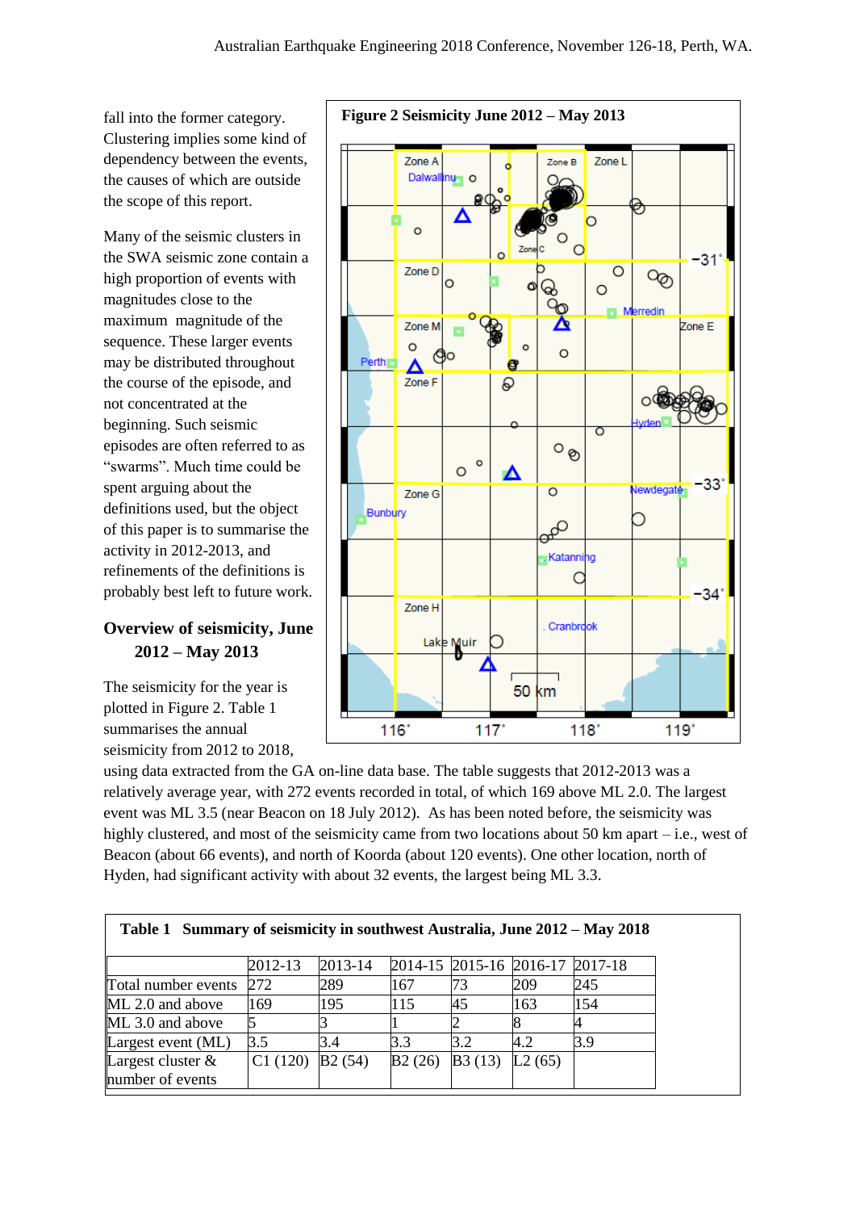fall into the former category. Clustering implies some kind of dependency between the events, the causes of which are outside the scope of this report.

Many of the seismic clusters in the SWA seismic zone contain a high proportion of events with magnitudes close to the maximum magnitude of the sequence. These larger events may be distributed throughout the course of the episode, and not concentrated at the beginning. Such seismic episodes are often referred to as "swarms". Much time could be spent arguing about the definitions used, but the object of this paper is to summarise the activity in 2012-2013, and refinements of the definitions is probably best left to future work.

**Figure 2 Seismicity June 2012 – May 2013**

## Overview of seismicity, June 2012 – May 2013

The seismicity for the year is plotted in Figure 2. Table 1 summarises the annual seismicity from 2012 to 2018, using data extracted from the GA on-line data base. The table suggests that 2012-2013 was a relatively average year, with 272 events recorded in total, of which 169 above ML 2.0. The largest event was ML 3.5 (near Beacon on 18 July 2012). As has been noted before, the seismicity was highly clustered, and most of the seismicity came from two locations about 50 km apart – i.e., west of Beacon (about 66 events), and north of Koorda (about 120 events). One other location, north of Hyden, had significant activity with about 32 events, the largest being ML 3.3.

**Table 1 Summary of seismicity in southwest Australia, June 2012 – May 2018**

| | 2012-13 | 2013-14 | 2014-15 | 2015-16 | 2016-17 | 2017-18 |
|---|---|---|---|---|---|---|
| Total number events | 272 | 289 | 167 | 73 | 209 | 245 |
| ML 2.0 and above | 169 | 195 | 115 | 45 | 163 | 154 |
| ML 3.0 and above | 5 | 3 | 1 | 2 | 8 | 4 |
| Largest event (ML) | 3.5 | 3.4 | 3.3 | 3.2 | 4.2 | 3.9 |
| Largest cluster & number of events | C1 (120) | B2 (54) | B2 (26) | B3 (13) | L2 (65) | |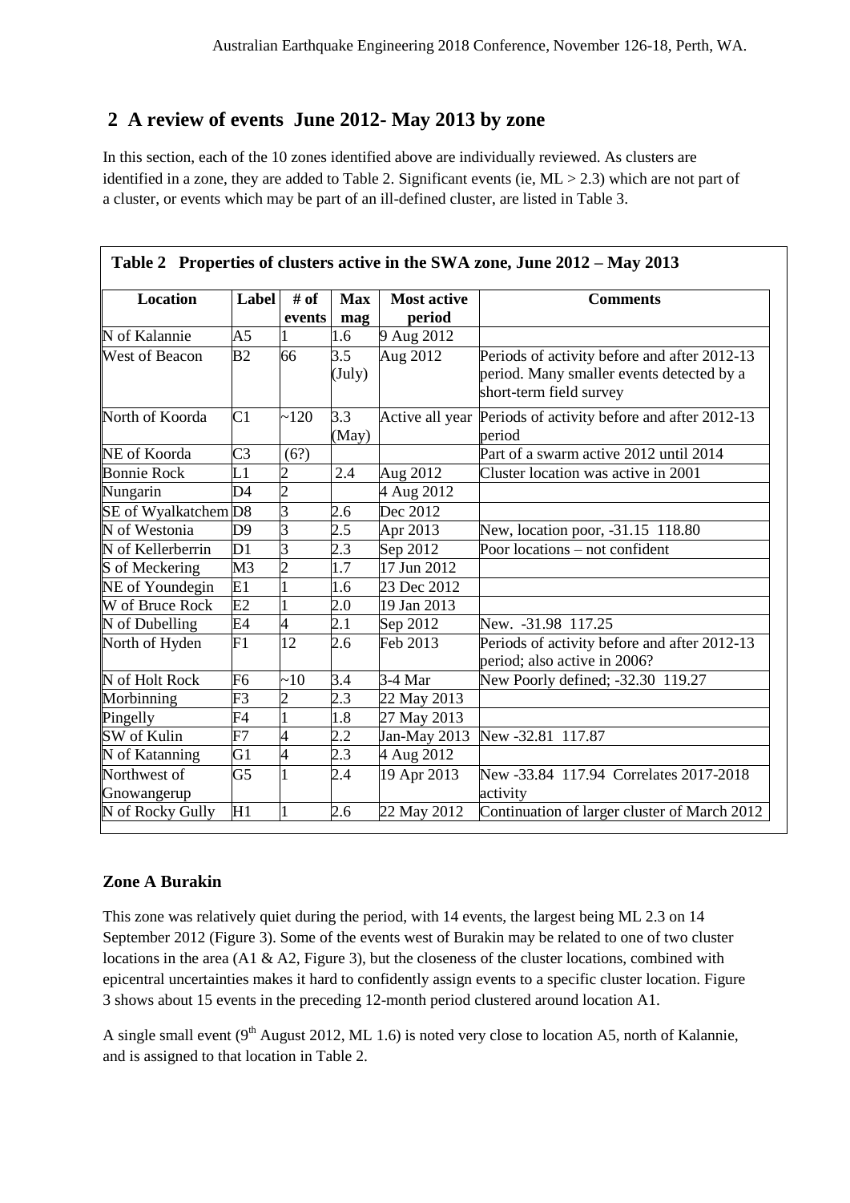## 2 A review of events June 2012- May 2013 by zone

In this section, each of the 10 zones identified above are individually reviewed. As clusters are identified in a zone, they are added to Table 2. Significant events (ie, ML > 2.3) which are not part of a cluster, or events which may be part of an ill-defined cluster, are listed in Table 3.

**Table 2 Properties of clusters active in the SWA zone, June 2012 – May 2013**

| Location | Label | # of events | Max mag | Most active period | Comments |
|---|---|---|---|---|---|
| N of Kalannie | A5 | 1 | 1.6 | 9 Aug 2012 | |
| West of Beacon | B2 | 66 | 3.5 (July) | Aug 2012 | Periods of activity before and after 2012-13 period. Many smaller events detected by a short-term field survey |
| North of Koorda | C1 | ~120 | 3.3 (May) | Active all year | Periods of activity before and after 2012-13 period |
| NE of Koorda | C3 | (6?) | | | Part of a swarm active 2012 until 2014 |
| Bonnie Rock | L1 | 2 | 2.4 | Aug 2012 | Cluster location was active in 2001 |
| Nungarin | D4 | 2 | | 4 Aug 2012 | |
| SE of Wyalkatchem | D8 | 3 | 2.6 | Dec 2012 | |
| N of Westonia | D9 | 3 | 2.5 | Apr 2013 | New, location poor, -31.15 118.80 |
| N of Kellerberrin | D1 | 3 | 2.3 | Sep 2012 | Poor locations – not confident |
| S of Meckering | M3 | 2 | 1.7 | 17 Jun 2012 | |
| NE of Youndegin | E1 | 1 | 1.6 | 23 Dec 2012 | |
| W of Bruce Rock | E2 | 1 | 2.0 | 19 Jan 2013 | |
| N of Dubelling | E4 | 4 | 2.1 | Sep 2012 | New. -31.98 117.25 |
| North of Hyden | F1 | 12 | 2.6 | Feb 2013 | Periods of activity before and after 2012-13 period; also active in 2006? |
| N of Holt Rock | F6 | ~10 | 3.4 | 3-4 Mar | New Poorly defined; -32.30 119.27 |
| Morbinning | F3 | 2 | 2.3 | 22 May 2013 | |
| Pingelly | F4 | 1 | 1.8 | 27 May 2013 | |
| SW of Kulin | F7 | 4 | 2.2 | Jan-May 2013 | New -32.81 117.87 |
| N of Katanning | G1 | 4 | 2.3 | 4 Aug 2012 | |
| Northwest of Gnowangerup | G5 | 1 | 2.4 | 19 Apr 2013 | New -33.84 117.94 Correlates 2017-2018 activity |
| N of Rocky Gully | H1 | 1 | 2.6 | 22 May 2012 | Continuation of larger cluster of March 2012 |

### Zone A Burakin

This zone was relatively quiet during the period, with 14 events, the largest being ML 2.3 on 14 September 2012 (Figure 3). Some of the events west of Burakin may be related to one of two cluster locations in the area (A1 & A2, Figure 3), but the closeness of the cluster locations, combined with epicentral uncertainties makes it hard to confidently assign events to a specific cluster location. Figure 3 shows about 15 events in the preceding 12-month period clustered around location A1.

A single small event (9th August 2012, ML 1.6) is noted very close to location A5, north of Kalannie, and is assigned to that location in Table 2.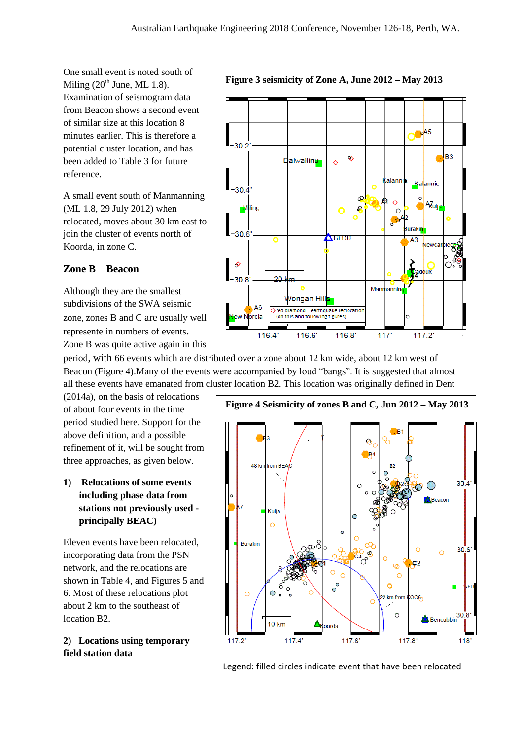One small event is noted south of Miling (20th June, ML 1.8). Examination of seismogram data from Beacon shows a second event of similar size at this location 8 minutes earlier. This is therefore a potential cluster location, and has been added to Table 3 for future reference.

A small event south of Manmanning (ML 1.8, 29 July 2012) when relocated, moves about 30 km east to join the cluster of events north of Koorda, in zone C.

**Figure 3 seismicity of Zone A, June 2012 – May 2013**

## Zone B Beacon

Although they are the smallest subdivisions of the SWA seismic zone, zones B and C are usually well represente in numbers of events. Zone B was quite active again in this period, with 66 events which are distributed over a zone about 12 km wide, about 12 km west of Beacon (Figure 4).Many of the events were accompanied by loud "bangs". It is suggested that almost all these events have emanated from cluster location B2. This location was originally defined in Dent (2014a), on the basis of relocations of about four events in the time period studied here. Support for the above definition, and a possible refinement of it, will be sought from three approaches, as given below.

**Figure 4 Seismicity of zones B and C, Jun 2012 – May 2013**

Legend: filled circles indicate event that have been relocated

**1) Relocations of some events including phase data from stations not previously used - principally BEAC)**

Eleven events have been relocated, incorporating data from the PSN network, and the relocations are shown in Table 4, and Figures 5 and 6. Most of these relocations plot about 2 km to the southeast of location B2.

**2) Locations using temporary field station data**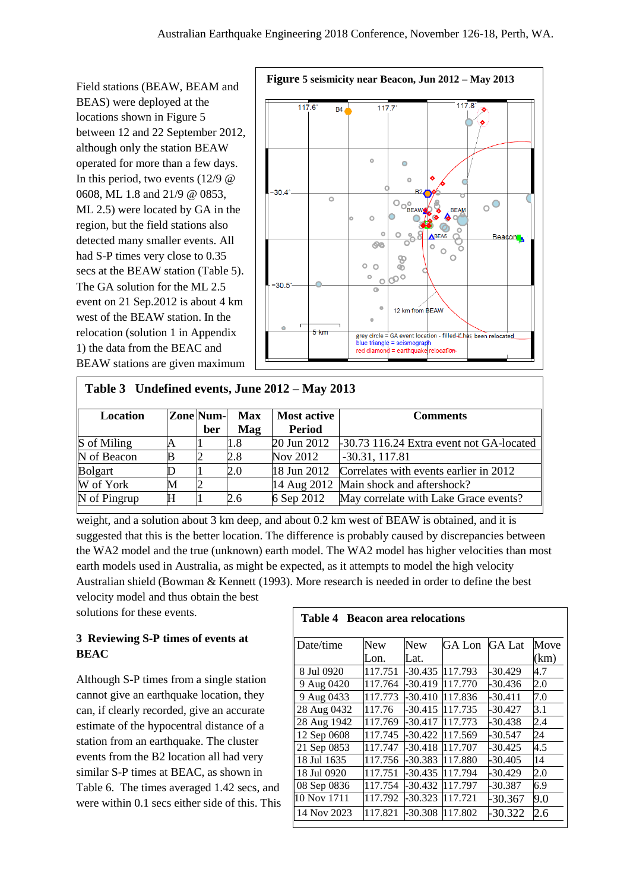Field stations (BEAW, BEAM and BEAS) were deployed at the locations shown in Figure 5 between 12 and 22 September 2012, although only the station BEAW operated for more than a few days. In this period, two events (12/9 @ 0608, ML 1.8 and 21/9 @ 0853, ML 2.5) were located by GA in the region, but the field stations also detected many smaller events. All had S-P times very close to 0.35 secs at the BEAW station (Table 5). The GA solution for the ML 2.5 event on 21 Sep.2012 is about 4 km west of the BEAW station. In the relocation (solution 1 in Appendix 1) the data from the BEAC and BEAW stations are given maximum weight, and a solution about 3 km deep, and about 0.2 km west of BEAW is obtained, and it is suggested that this is the better location. The difference is probably caused by discrepancies between the WA2 model and the true (unknown) earth model. The WA2 model has higher velocities than most earth models used in Australia, as might be expected, as it attempts to model the high velocity Australian shield (Bowman & Kennett (1993). More research is needed in order to define the best velocity model and thus obtain the best solutions for these events.

**Figure 5 seismicity near Beacon, Jun 2012 – May 2013**

grey circle = GA event location - filled if has been relocated
blue triangle = seismograph
red diamond = earthquake relocation

**Table 3 Undefined events, June 2012 – May 2013**

| Location | Zone | Number | Max Mag | Most active Period | Comments |
|---|---|---|---|---|---|
| S of Miling | A | 1 | 1.8 | 20 Jun 2012 | -30.73 116.24 Extra event not GA-located |
| N of Beacon | B | 2 | 2.8 | Nov 2012 | -30.31, 117.81 |
| Bolgart | D | 1 | 2.0 | 18 Jun 2012 | Correlates with events earlier in 2012 |
| W of York | M | 2 | | 14 Aug 2012 | Main shock and aftershock? |
| N of Pingrup | H | 1 | 2.6 | 6 Sep 2012 | May correlate with Lake Grace events? |

## 3 Reviewing S-P times of events at BEAC

Although S-P times from a single station cannot give an earthquake location, they can, if clearly recorded, give an accurate estimate of the hypocentral distance of a station from an earthquake. The cluster events from the B2 location all had very similar S-P times at BEAC, as shown in Table 6. The times averaged 1.42 secs, and were within 0.1 secs either side of this. This

**Table 4 Beacon area relocations**

| Date/time | New Lon. | New Lat. | GA Lon | GA Lat | Move (km) |
|---|---|---|---|---|---|
| 8 Jul 0920 | 117.751 | -30.435 | 117.793 | -30.429 | 4.7 |
| 9 Aug 0420 | 117.764 | -30.419 | 117.770 | -30.436 | 2.0 |
| 9 Aug 0433 | 117.773 | -30.410 | 117.836 | -30.411 | 7.0 |
| 28 Aug 0432 | 117.76 | -30.415 | 117.735 | -30.427 | 3.1 |
| 28 Aug 1942 | 117.769 | -30.417 | 117.773 | -30.438 | 2.4 |
| 12 Sep 0608 | 117.745 | -30.422 | 117.569 | -30.547 | 24 |
| 21 Sep 0853 | 117.747 | -30.418 | 117.707 | -30.425 | 4.5 |
| 18 Jul 1635 | 117.756 | -30.383 | 117.880 | -30.405 | 14 |
| 18 Jul 0920 | 117.751 | -30.435 | 117.794 | -30.429 | 2.0 |
| 08 Sep 0836 | 117.754 | -30.432 | 117.797 | -30.387 | 6.9 |
| 10 Nov 1711 | 117.792 | -30.323 | 117.721 | -30.367 | 9.0 |
| 14 Nov 2023 | 117.821 | -30.308 | 117.802 | -30.322 | 2.6 |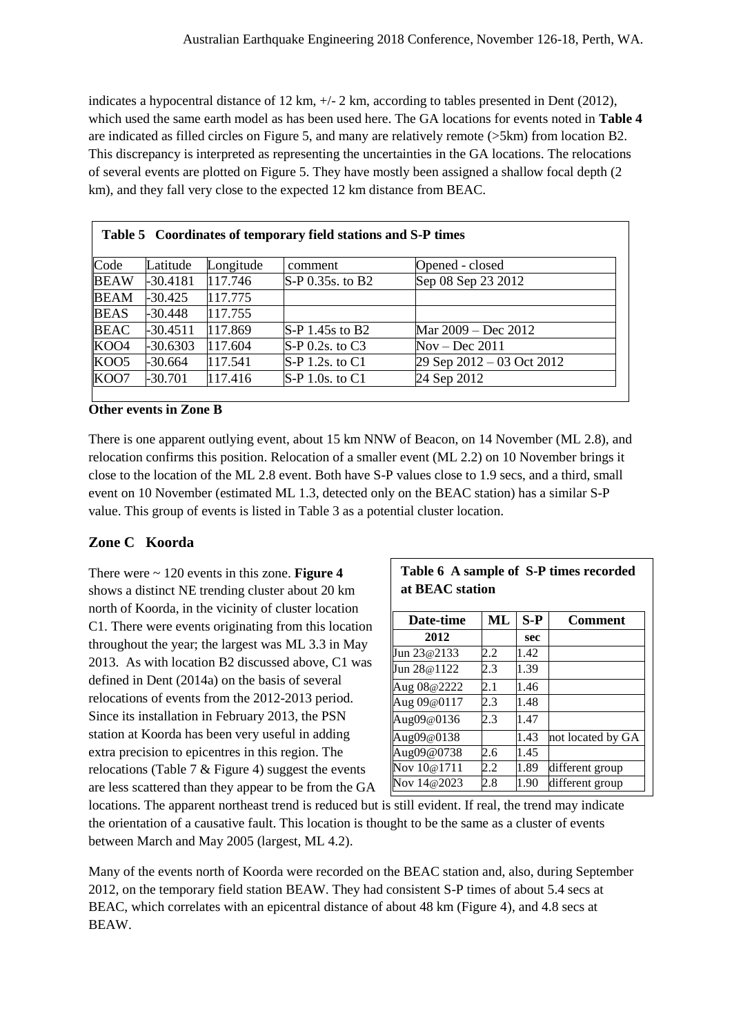indicates a hypocentral distance of 12 km, +/- 2 km, according to tables presented in Dent (2012), which used the same earth model as has been used here. The GA locations for events noted in **Table 4** are indicated as filled circles on Figure 5, and many are relatively remote (>5km) from location B2. This discrepancy is interpreted as representing the uncertainties in the GA locations. The relocations of several events are plotted on Figure 5. They have mostly been assigned a shallow focal depth (2 km), and they fall very close to the expected 12 km distance from BEAC.

**Table 5 Coordinates of temporary field stations and S-P times**

| Code | Latitude | Longitude | comment | Opened - closed |
|---|---|---|---|---|
| BEAW | -30.4181 | 117.746 | S-P 0.35s. to B2 | Sep 08 Sep 23 2012 |
| BEAM | -30.425 | 117.775 | | |
| BEAS | -30.448 | 117.755 | | |
| BEAC | -30.4511 | 117.869 | S-P 1.45s to B2 | Mar 2009 – Dec 2012 |
| KOO4 | -30.6303 | 117.604 | S-P 0.2s. to C3 | Nov – Dec 2011 |
| KOO5 | -30.664 | 117.541 | S-P 1.2s. to C1 | 29 Sep 2012 – 03 Oct 2012 |
| KOO7 | -30.701 | 117.416 | S-P 1.0s. to C1 | 24 Sep 2012 |

**Other events in Zone B**

There is one apparent outlying event, about 15 km NNW of Beacon, on 14 November (ML 2.8), and relocation confirms this position. Relocation of a smaller event (ML 2.2) on 10 November brings it close to the location of the ML 2.8 event. Both have S-P values close to 1.9 secs, and a third, small event on 10 November (estimated ML 1.3, detected only on the BEAC station) has a similar S-P value. This group of events is listed in Table 3 as a potential cluster location.

## Zone C Koorda

There were ~ 120 events in this zone. **Figure 4** shows a distinct NE trending cluster about 20 km north of Koorda, in the vicinity of cluster location C1. There were events originating from this location throughout the year; the largest was ML 3.3 in May 2013. As with location B2 discussed above, C1 was defined in Dent (2014a) on the basis of several relocations of events from the 2012-2013 period. Since its installation in February 2013, the PSN station at Koorda has been very useful in adding extra precision to epicentres in this region. The relocations (Table 7 & Figure 4) suggest the events are less scattered than they appear to be from the GA locations. The apparent northeast trend is reduced but is still evident. If real, the trend may indicate the orientation of a causative fault. This location is thought to be the same as a cluster of events between March and May 2005 (largest, ML 4.2).

**Table 6 A sample of S-P times recorded at BEAC station**

| Date-time | ML | S-P | Comment |
|---|---|---|---|
| 2012 | | sec | |
| Jun 23@2133 | 2.2 | 1.42 | |
| Jun 28@1122 | 2.3 | 1.39 | |
| Aug 08@2222 | 2.1 | 1.46 | |
| Aug 09@0117 | 2.3 | 1.48 | |
| Aug09@0136 | 2.3 | 1.47 | |
| Aug09@0138 | | 1.43 | not located by GA |
| Aug09@0738 | 2.6 | 1.45 | |
| Nov 10@1711 | 2.2 | 1.89 | different group |
| Nov 14@2023 | 2.8 | 1.90 | different group |

Many of the events north of Koorda were recorded on the BEAC station and, also, during September 2012, on the temporary field station BEAW. They had consistent S-P times of about 5.4 secs at BEAC, which correlates with an epicentral distance of about 48 km (Figure 4), and 4.8 secs at BEAW.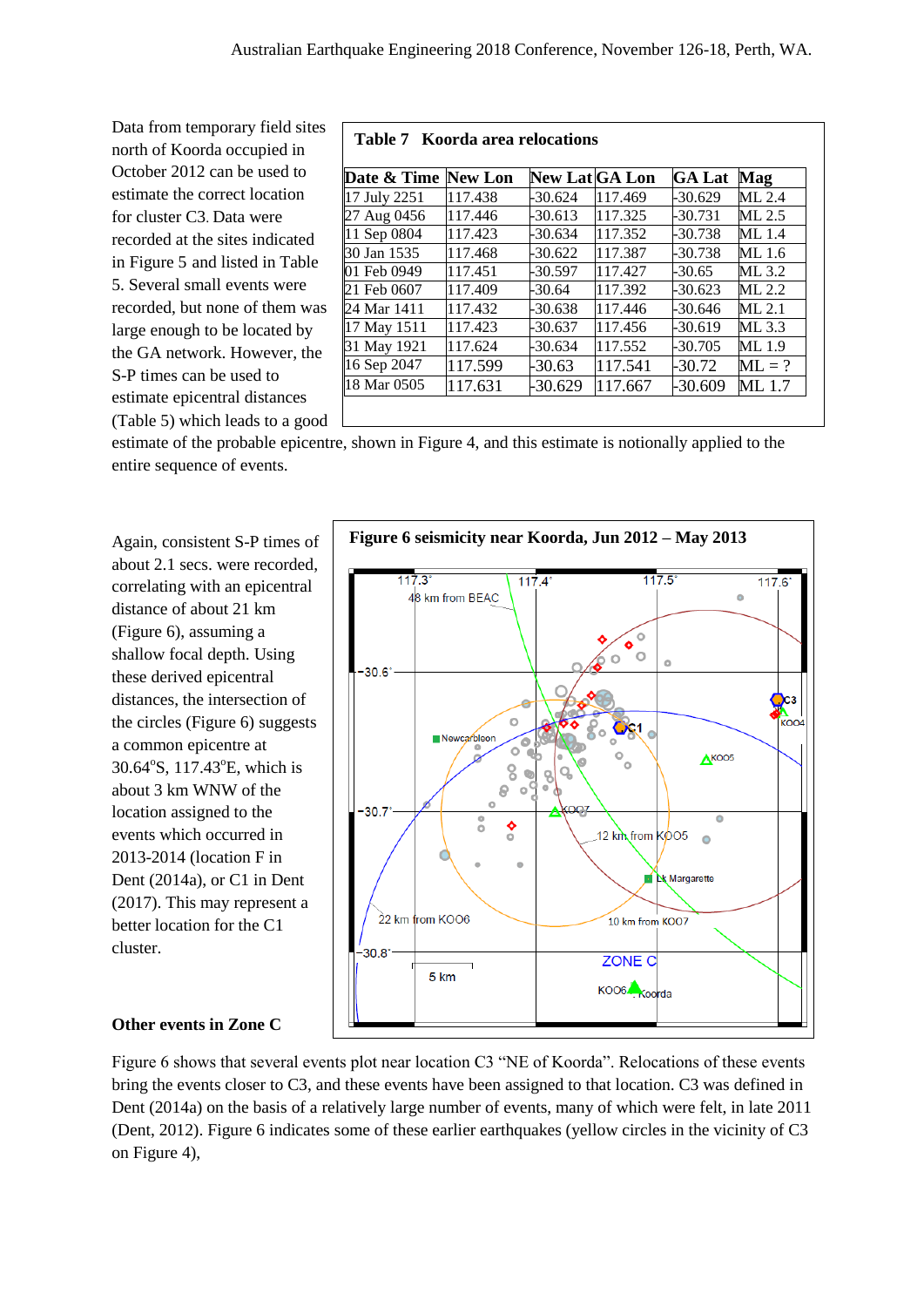Data from temporary field sites north of Koorda occupied in October 2012 can be used to estimate the correct location for cluster C3. Data were recorded at the sites indicated in Figure 5 and listed in Table 5. Several small events were recorded, but none of them was large enough to be located by the GA network. However, the S-P times can be used to estimate epicentral distances (Table 5) which leads to a good estimate of the probable epicentre, shown in Figure 4, and this estimate is notionally applied to the entire sequence of events.

**Table 7 Koorda area relocations**

| Date & Time | New Lon | New Lat | GA Lon | GA Lat | Mag |
|---|---|---|---|---|---|
| 17 July 2251 | 117.438 | -30.624 | 117.469 | -30.629 | ML 2.4 |
| 27 Aug 0456 | 117.446 | -30.613 | 117.325 | -30.731 | ML 2.5 |
| 11 Sep 0804 | 117.423 | -30.634 | 117.352 | -30.738 | ML 1.4 |
| 30 Jan 1535 | 117.468 | -30.622 | 117.387 | -30.738 | ML 1.6 |
| 01 Feb 0949 | 117.451 | -30.597 | 117.427 | -30.65 | ML 3.2 |
| 21 Feb 0607 | 117.409 | -30.64 | 117.392 | -30.623 | ML 2.2 |
| 24 Mar 1411 | 117.432 | -30.638 | 117.446 | -30.646 | ML 2.1 |
| 17 May 1511 | 117.423 | -30.637 | 117.456 | -30.619 | ML 3.3 |
| 31 May 1921 | 117.624 | -30.634 | 117.552 | -30.705 | ML 1.9 |
| 16 Sep 2047 | 117.599 | -30.63 | 117.541 | -30.72 | ML = ? |
| 18 Mar 0505 | 117.631 | -30.629 | 117.667 | -30.609 | ML 1.7 |

Again, consistent S-P times of about 2.1 secs. were recorded, correlating with an epicentral distance of about 21 km (Figure 6), assuming a shallow focal depth. Using these derived epicentral distances, the intersection of the circles (Figure 6) suggests a common epicentre at 30.64°S, 117.43°E, which is about 3 km WNW of the location assigned to the events which occurred in 2013-2014 (location F in Dent (2014a), or C1 in Dent (2017). This may represent a better location for the C1 cluster.

**Figure 6 seismicity near Koorda, Jun 2012 – May 2013**

### Other events in Zone C

Figure 6 shows that several events plot near location C3 "NE of Koorda". Relocations of these events bring the events closer to C3, and these events have been assigned to that location. C3 was defined in Dent (2014a) on the basis of a relatively large number of events, many of which were felt, in late 2011 (Dent, 2012). Figure 6 indicates some of these earlier earthquakes (yellow circles in the vicinity of C3 on Figure 4),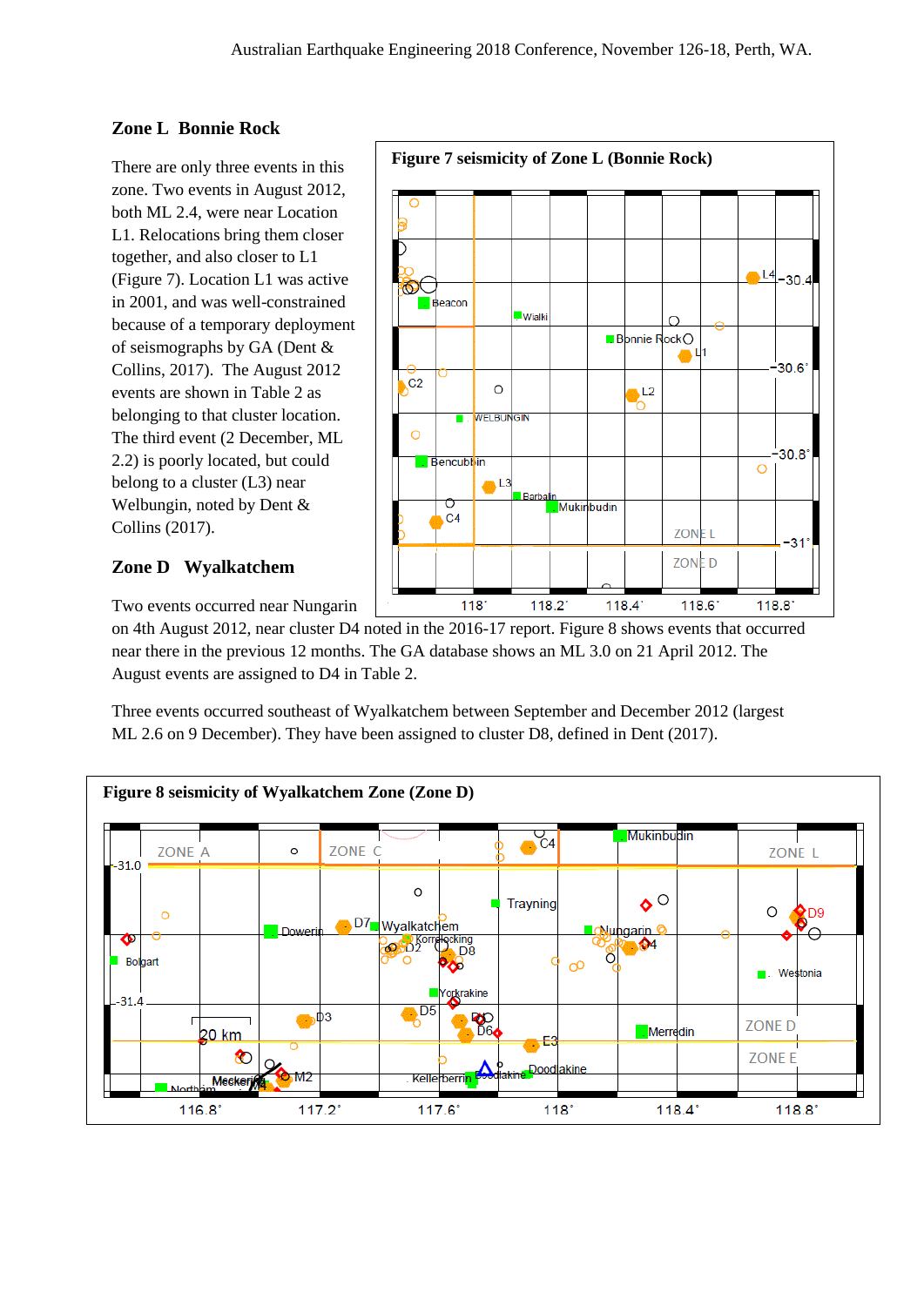## Zone L Bonnie Rock

There are only three events in this zone. Two events in August 2012, both ML 2.4, were near Location L1. Relocations bring them closer together, and also closer to L1 (Figure 7). Location L1 was active in 2001, and was well-constrained because of a temporary deployment of seismographs by GA (Dent & Collins, 2017). The August 2012 events are shown in Table 2 as belonging to that cluster location. The third event (2 December, ML 2.2) is poorly located, but could belong to a cluster (L3) near Welbungin, noted by Dent & Collins (2017).

**Figure 7 seismicity of Zone L (Bonnie Rock)**

## Zone D Wyalkatchem

Two events occurred near Nungarin on 4th August 2012, near cluster D4 noted in the 2016-17 report. Figure 8 shows events that occurred near there in the previous 12 months. The GA database shows an ML 3.0 on 21 April 2012. The August events are assigned to D4 in Table 2.

Three events occurred southeast of Wyalkatchem between September and December 2012 (largest ML 2.6 on 9 December). They have been assigned to cluster D8, defined in Dent (2017).

**Figure 8 seismicity of Wyalkatchem Zone (Zone D)**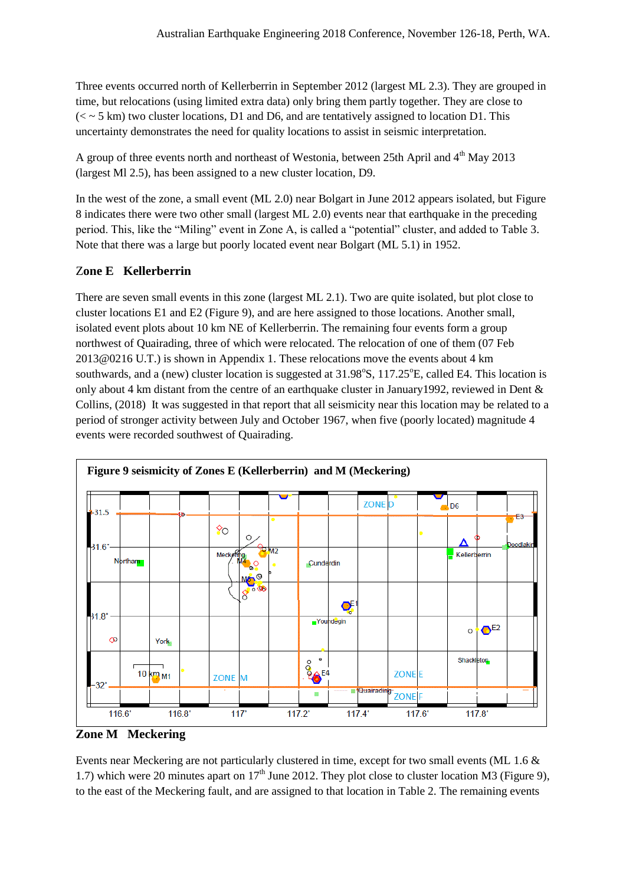Three events occurred north of Kellerberrin in September 2012 (largest ML 2.3). They are grouped in time, but relocations (using limited extra data) only bring them partly together. They are close to (< ~ 5 km) two cluster locations, D1 and D6, and are tentatively assigned to location D1. This uncertainty demonstrates the need for quality locations to assist in seismic interpretation.

A group of three events north and northeast of Westonia, between 25th April and 4th May 2013 (largest Ml 2.5), has been assigned to a new cluster location, D9.

In the west of the zone, a small event (ML 2.0) near Bolgart in June 2012 appears isolated, but Figure 8 indicates there were two other small (largest ML 2.0) events near that earthquake in the preceding period. This, like the "Miling" event in Zone A, is called a "potential" cluster, and added to Table 3. Note that there was a large but poorly located event near Bolgart (ML 5.1) in 1952.

## Zone E Kellerberrin

There are seven small events in this zone (largest ML 2.1). Two are quite isolated, but plot close to cluster locations E1 and E2 (Figure 9), and are here assigned to those locations. Another small, isolated event plots about 10 km NE of Kellerberrin. The remaining four events form a group northwest of Quairading, three of which were relocated. The relocation of one of them (07 Feb 2013@0216 U.T.) is shown in Appendix 1. These relocations move the events about 4 km southwards, and a (new) cluster location is suggested at 31.98°S, 117.25°E, called E4. This location is only about 4 km distant from the centre of an earthquake cluster in January1992, reviewed in Dent & Collins, (2018) It was suggested in that report that all seismicity near this location may be related to a period of stronger activity between July and October 1967, when five (poorly located) magnitude 4 events were recorded southwest of Quairading.

**Figure 9 seismicity of Zones E (Kellerberrin) and M (Meckering)**

## Zone M Meckering

Events near Meckering are not particularly clustered in time, except for two small events (ML 1.6 & 1.7) which were 20 minutes apart on 17th June 2012. They plot close to cluster location M3 (Figure 9), to the east of the Meckering fault, and are assigned to that location in Table 2. The remaining events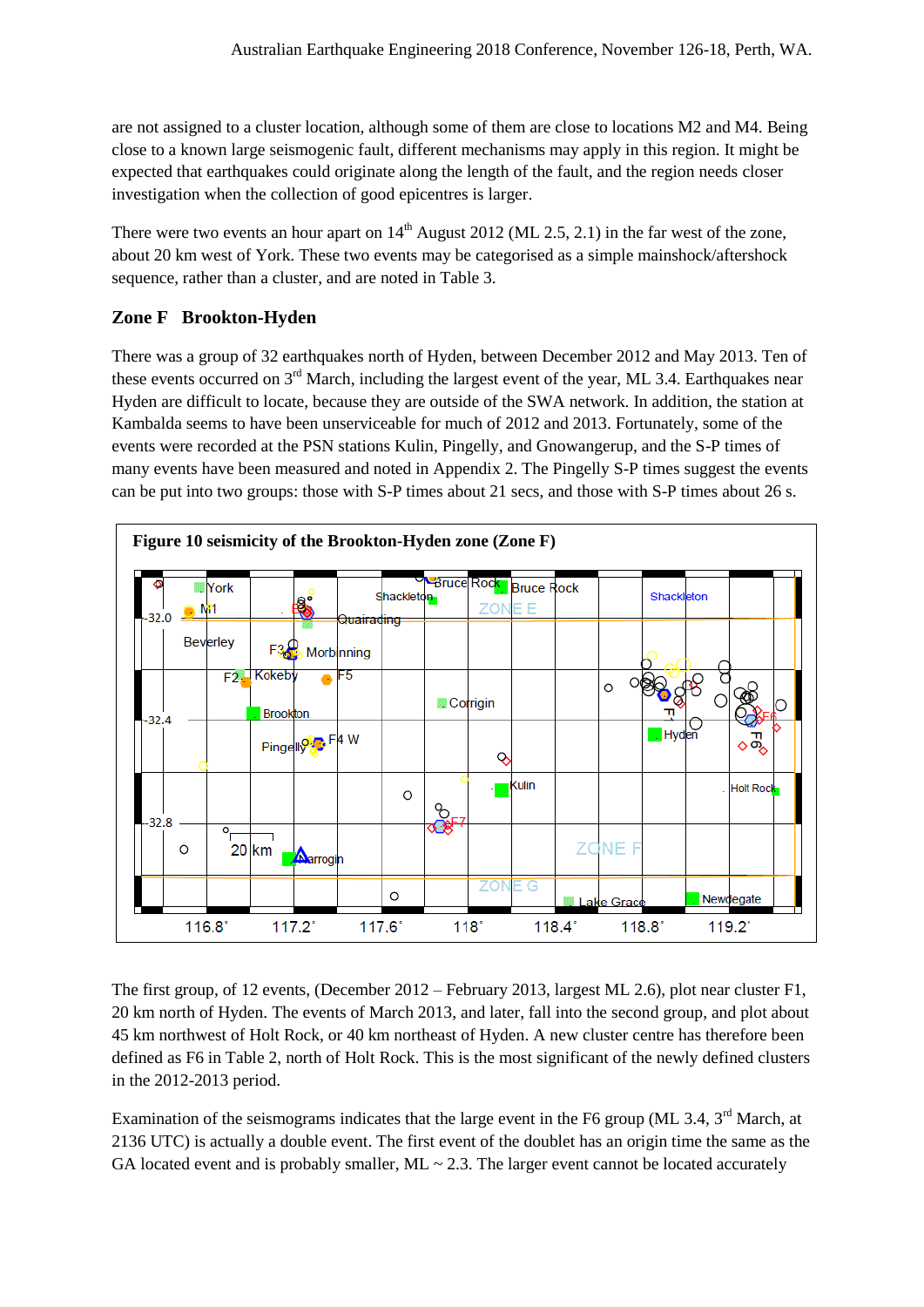are not assigned to a cluster location, although some of them are close to locations M2 and M4. Being close to a known large seismogenic fault, different mechanisms may apply in this region. It might be expected that earthquakes could originate along the length of the fault, and the region needs closer investigation when the collection of good epicentres is larger.

There were two events an hour apart on 14th August 2012 (ML 2.5, 2.1) in the far west of the zone, about 20 km west of York. These two events may be categorised as a simple mainshock/aftershock sequence, rather than a cluster, and are noted in Table 3.

### Zone F Brookton-Hyden

There was a group of 32 earthquakes north of Hyden, between December 2012 and May 2013. Ten of these events occurred on 3rd March, including the largest event of the year, ML 3.4. Earthquakes near Hyden are difficult to locate, because they are outside of the SWA network. In addition, the station at Kambalda seems to have been unserviceable for much of 2012 and 2013. Fortunately, some of the events were recorded at the PSN stations Kulin, Pingelly, and Gnowangerup, and the S-P times of many events have been measured and noted in Appendix 2. The Pingelly S-P times suggest the events can be put into two groups: those with S-P times about 21 secs, and those with S-P times about 26 s.

**Figure 10 seismicity of the Brookton-Hyden zone (Zone F)**

The first group, of 12 events, (December 2012 – February 2013, largest ML 2.6), plot near cluster F1, 20 km north of Hyden. The events of March 2013, and later, fall into the second group, and plot about 45 km northwest of Holt Rock, or 40 km northeast of Hyden. A new cluster centre has therefore been defined as F6 in Table 2, north of Holt Rock. This is the most significant of the newly defined clusters in the 2012-2013 period.

Examination of the seismograms indicates that the large event in the F6 group (ML 3.4, 3rd March, at 2136 UTC) is actually a double event. The first event of the doublet has an origin time the same as the GA located event and is probably smaller, ML ~ 2.3. The larger event cannot be located accurately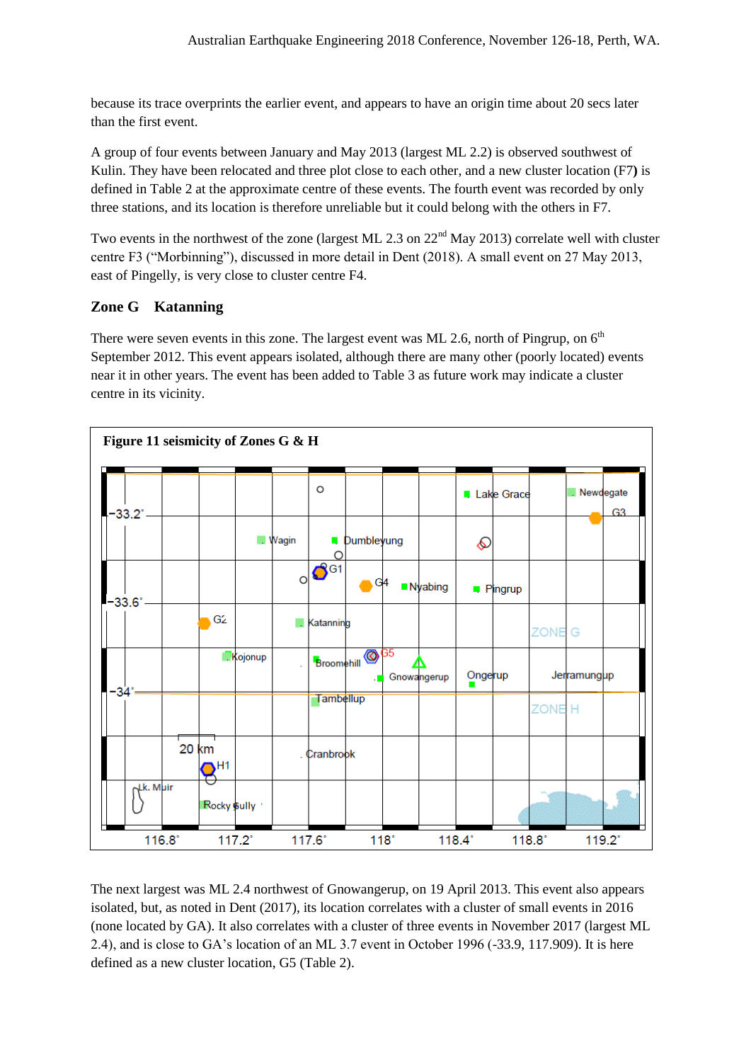because its trace overprints the earlier event, and appears to have an origin time about 20 secs later than the first event.

A group of four events between January and May 2013 (largest ML 2.2) is observed southwest of Kulin. They have been relocated and three plot close to each other, and a new cluster location (F7**)** is defined in Table 2 at the approximate centre of these events. The fourth event was recorded by only three stations, and its location is therefore unreliable but it could belong with the others in F7.

Two events in the northwest of the zone (largest ML 2.3 on 22nd May 2013) correlate well with cluster centre F3 ("Morbinning"), discussed in more detail in Dent (2018). A small event on 27 May 2013, east of Pingelly, is very close to cluster centre F4.

## Zone G Katanning

There were seven events in this zone. The largest event was ML 2.6, north of Pingrup, on 6th September 2012. This event appears isolated, although there are many other (poorly located) events near it in other years. The event has been added to Table 3 as future work may indicate a cluster centre in its vicinity.

**Figure 11 seismicity of Zones G & H**

The next largest was ML 2.4 northwest of Gnowangerup, on 19 April 2013. This event also appears isolated, but, as noted in Dent (2017), its location correlates with a cluster of small events in 2016 (none located by GA). It also correlates with a cluster of three events in November 2017 (largest ML 2.4), and is close to GA's location of an ML 3.7 event in October 1996 (-33.9, 117.909). It is here defined as a new cluster location, G5 (Table 2).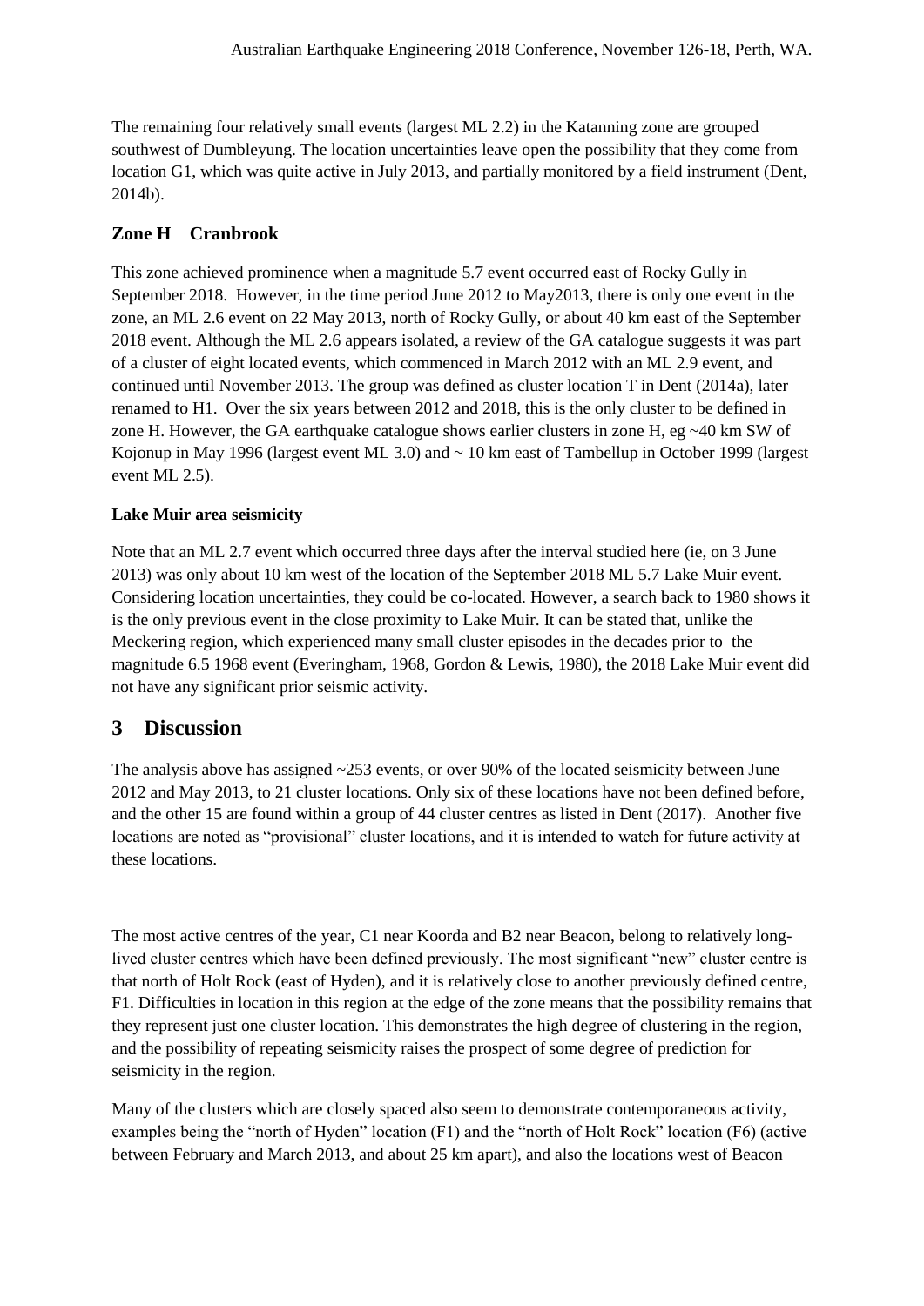The remaining four relatively small events (largest ML 2.2) in the Katanning zone are grouped southwest of Dumbleyung. The location uncertainties leave open the possibility that they come from location G1, which was quite active in July 2013, and partially monitored by a field instrument (Dent, 2014b).

## Zone H Cranbrook

This zone achieved prominence when a magnitude 5.7 event occurred east of Rocky Gully in September 2018. However, in the time period June 2012 to May2013, there is only one event in the zone, an ML 2.6 event on 22 May 2013, north of Rocky Gully, or about 40 km east of the September 2018 event. Although the ML 2.6 appears isolated, a review of the GA catalogue suggests it was part of a cluster of eight located events, which commenced in March 2012 with an ML 2.9 event, and continued until November 2013. The group was defined as cluster location T in Dent (2014a), later renamed to H1. Over the six years between 2012 and 2018, this is the only cluster to be defined in zone H. However, the GA earthquake catalogue shows earlier clusters in zone H, eg ~40 km SW of Kojonup in May 1996 (largest event ML 3.0) and ~ 10 km east of Tambellup in October 1999 (largest event ML 2.5).

### Lake Muir area seismicity

Note that an ML 2.7 event which occurred three days after the interval studied here (ie, on 3 June 2013) was only about 10 km west of the location of the September 2018 ML 5.7 Lake Muir event. Considering location uncertainties, they could be co-located. However, a search back to 1980 shows it is the only previous event in the close proximity to Lake Muir. It can be stated that, unlike the Meckering region, which experienced many small cluster episodes in the decades prior to the magnitude 6.5 1968 event (Everingham, 1968, Gordon & Lewis, 1980), the 2018 Lake Muir event did not have any significant prior seismic activity.

# 3 Discussion

The analysis above has assigned ~253 events, or over 90% of the located seismicity between June 2012 and May 2013, to 21 cluster locations. Only six of these locations have not been defined before, and the other 15 are found within a group of 44 cluster centres as listed in Dent (2017). Another five locations are noted as "provisional" cluster locations, and it is intended to watch for future activity at these locations.

The most active centres of the year, C1 near Koorda and B2 near Beacon, belong to relatively long-lived cluster centres which have been defined previously. The most significant "new" cluster centre is that north of Holt Rock (east of Hyden), and it is relatively close to another previously defined centre, F1. Difficulties in location in this region at the edge of the zone means that the possibility remains that they represent just one cluster location. This demonstrates the high degree of clustering in the region, and the possibility of repeating seismicity raises the prospect of some degree of prediction for seismicity in the region.

Many of the clusters which are closely spaced also seem to demonstrate contemporaneous activity, examples being the "north of Hyden" location (F1) and the "north of Holt Rock" location (F6) (active between February and March 2013, and about 25 km apart), and also the locations west of Beacon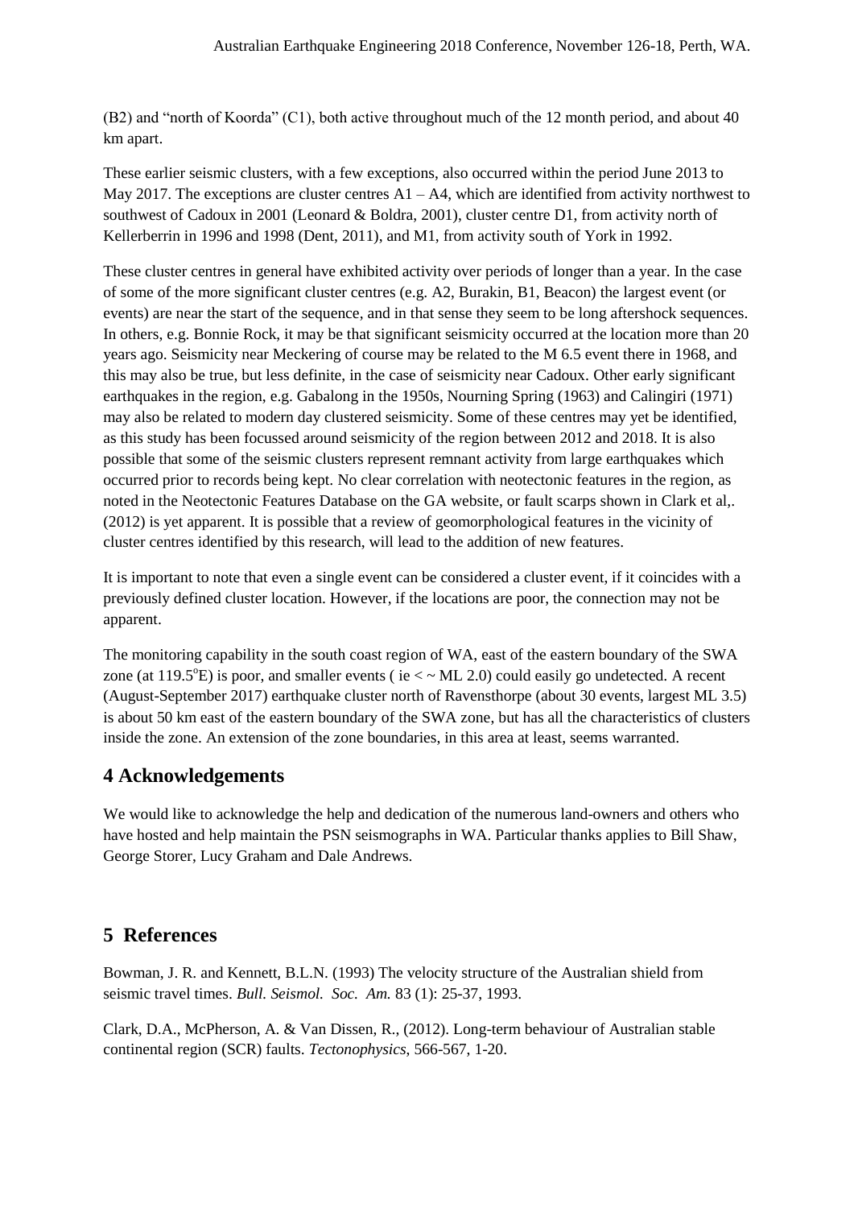(B2) and "north of Koorda" (C1), both active throughout much of the 12 month period, and about 40 km apart.

These earlier seismic clusters, with a few exceptions, also occurred within the period June 2013 to May 2017. The exceptions are cluster centres A1 – A4, which are identified from activity northwest to southwest of Cadoux in 2001 (Leonard & Boldra, 2001), cluster centre D1, from activity north of Kellerberrin in 1996 and 1998 (Dent, 2011), and M1, from activity south of York in 1992.

These cluster centres in general have exhibited activity over periods of longer than a year. In the case of some of the more significant cluster centres (e.g. A2, Burakin, B1, Beacon) the largest event (or events) are near the start of the sequence, and in that sense they seem to be long aftershock sequences. In others, e.g. Bonnie Rock, it may be that significant seismicity occurred at the location more than 20 years ago. Seismicity near Meckering of course may be related to the M 6.5 event there in 1968, and this may also be true, but less definite, in the case of seismicity near Cadoux. Other early significant earthquakes in the region, e.g. Gabalong in the 1950s, Nourning Spring (1963) and Calingiri (1971) may also be related to modern day clustered seismicity. Some of these centres may yet be identified, as this study has been focussed around seismicity of the region between 2012 and 2018. It is also possible that some of the seismic clusters represent remnant activity from large earthquakes which occurred prior to records being kept. No clear correlation with neotectonic features in the region, as noted in the Neotectonic Features Database on the GA website, or fault scarps shown in Clark et al,. (2012) is yet apparent. It is possible that a review of geomorphological features in the vicinity of cluster centres identified by this research, will lead to the addition of new features.

It is important to note that even a single event can be considered a cluster event, if it coincides with a previously defined cluster location. However, if the locations are poor, the connection may not be apparent.

The monitoring capability in the south coast region of WA, east of the eastern boundary of the SWA zone (at 119.5°E) is poor, and smaller events ( ie < ~ ML 2.0) could easily go undetected. A recent (August-September 2017) earthquake cluster north of Ravensthorpe (about 30 events, largest ML 3.5) is about 50 km east of the eastern boundary of the SWA zone, but has all the characteristics of clusters inside the zone. An extension of the zone boundaries, in this area at least, seems warranted.

## 4 Acknowledgements

We would like to acknowledge the help and dedication of the numerous land-owners and others who have hosted and help maintain the PSN seismographs in WA. Particular thanks applies to Bill Shaw, George Storer, Lucy Graham and Dale Andrews.

## 5 References

Bowman, J. R. and Kennett, B.L.N. (1993) The velocity structure of the Australian shield from seismic travel times. *Bull. Seismol. Soc. Am.* 83 (1): 25-37, 1993.

Clark, D.A., McPherson, A. & Van Dissen, R., (2012). Long-term behaviour of Australian stable continental region (SCR) faults. *Tectonophysics*, 566-567, 1-20.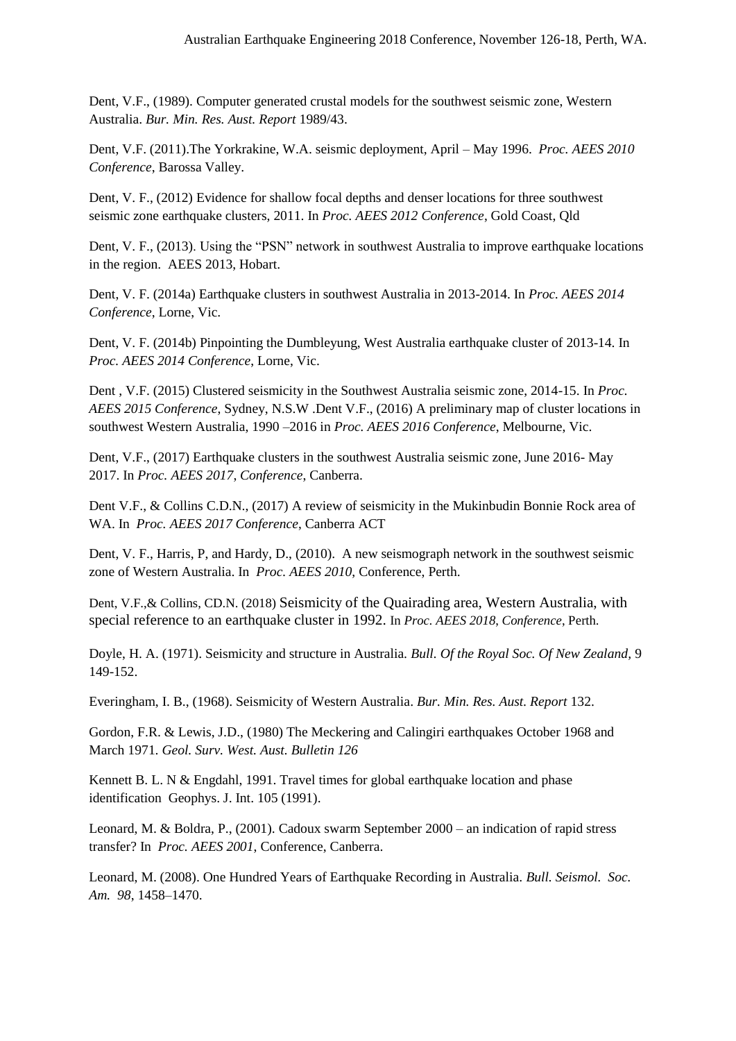Dent, V.F., (1989). Computer generated crustal models for the southwest seismic zone, Western Australia. *Bur. Min. Res. Aust. Report* 1989/43.

Dent, V.F. (2011).The Yorkrakine, W.A. seismic deployment, April – May 1996. *Proc. AEES 2010 Conference*, Barossa Valley.

Dent, V. F., (2012) Evidence for shallow focal depths and denser locations for three southwest seismic zone earthquake clusters, 2011. In *Proc. AEES 2012 Conference*, Gold Coast, Qld

Dent, V. F., (2013). Using the "PSN" network in southwest Australia to improve earthquake locations in the region. AEES 2013, Hobart.

Dent, V. F. (2014a) Earthquake clusters in southwest Australia in 2013-2014. In *Proc. AEES 2014 Conference*, Lorne, Vic.

Dent, V. F. (2014b) Pinpointing the Dumbleyung, West Australia earthquake cluster of 2013-14. In *Proc. AEES 2014 Conference*, Lorne, Vic.

Dent , V.F. (2015) Clustered seismicity in the Southwest Australia seismic zone, 2014-15. In *Proc. AEES 2015 Conference*, Sydney, N.S.W .Dent V.F., (2016) A preliminary map of cluster locations in southwest Western Australia, 1990 –2016 in *Proc. AEES 2016 Conference*, Melbourne, Vic.

Dent, V.F., (2017) Earthquake clusters in the southwest Australia seismic zone, June 2016- May 2017. In *Proc. AEES 2017, Conference*, Canberra.

Dent V.F., & Collins C.D.N., (2017) A review of seismicity in the Mukinbudin Bonnie Rock area of WA. In *Proc. AEES 2017 Conference*, Canberra ACT

Dent, V. F., Harris, P, and Hardy, D., (2010). A new seismograph network in the southwest seismic zone of Western Australia. In *Proc. AEES 2010*, Conference, Perth.

Dent, V.F.,& Collins, CD.N. (2018) Seismicity of the Quairading area, Western Australia, with special reference to an earthquake cluster in 1992. In *Proc. AEES 2018, Conference*, Perth.

Doyle, H. A. (1971). Seismicity and structure in Australia. *Bull. Of the Royal Soc. Of New Zealand*, 9 149-152.

Everingham, I. B., (1968). Seismicity of Western Australia. *Bur. Min. Res. Aust. Report* 132.

Gordon, F.R. & Lewis, J.D., (1980) The Meckering and Calingiri earthquakes October 1968 and March 1971. *Geol. Surv. West. Aust. Bulletin 126*

Kennett B. L. N & Engdahl, 1991. Travel times for global earthquake location and phase identification Geophys. J. Int. 105 (1991).

Leonard, M. & Boldra, P., (2001). Cadoux swarm September 2000 – an indication of rapid stress transfer? In *Proc. AEES 2001*, Conference, Canberra.

Leonard, M. (2008). One Hundred Years of Earthquake Recording in Australia. *Bull. Seismol. Soc. Am. 98*, 1458–1470.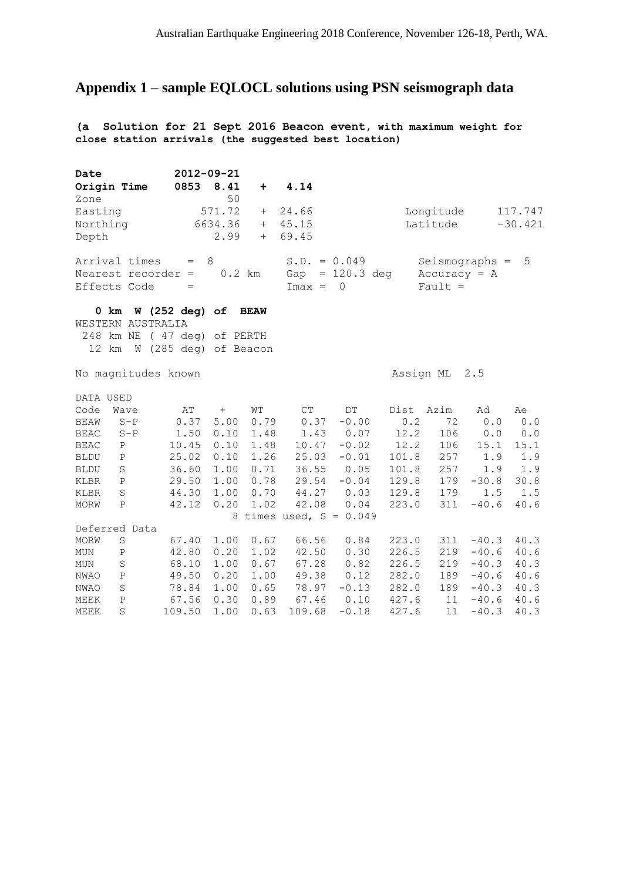## Appendix 1 – sample EQLOCL solutions using PSN seismograph data

**(a Solution for 21 Sept 2016 Beacon event, with maximum weight for close station arrivals (the suggested best location)**

```
Date            2012-09-21
Origin Time     0853  8.41   +   4.14
Zone                    50
Easting             571.72   +  24.66                 Longitude      117.747
Northing           6634.36   +  45.15                 Latitude       -30.421
Depth                 2.99   +  69.45

Arrival times    =  8            S.D. = 0.049        Seismographs =  5
Nearest recorder =    0.2 km     Gap  = 120.3 deg    Accuracy = A
Effects Code     =               Imax =  0           Fault =

   0 km  W (252 deg) of  BEAW
WESTERN AUSTRALIA
 248 km NE ( 47 deg) of PERTH
  12 km  W (285 deg) of Beacon

No magnitudes known                                 Assign ML  2.5

DATA USED
Code  Wave      AT     +     WT      CT      DT      Dist  Azim     Ad     Ae
BEAW   S-P     0.37  5.00  0.79    0.37   -0.00      0.2    72     0.0    0.0
BEAC   S-P     1.50  0.10  1.48    1.43    0.07     12.2   106     0.0    0.0
BEAC   P      10.45  0.10  1.48   10.47   -0.02     12.2   106    15.1   15.1
BLDU   P      25.02  0.10  1.26   25.03   -0.01    101.8   257     1.9    1.9
BLDU   S      36.60  1.00  0.71   36.55    0.05    101.8   257     1.9    1.9
KLBR   P      29.50  1.00  0.78   29.54   -0.04    129.8   179   -30.8   30.8
KLBR   S      44.30  1.00  0.70   44.27    0.03    129.8   179     1.5    1.5
MORW   P      42.12  0.20  1.02   42.08    0.04    223.0   311   -40.6   40.6
                         8 times used, S = 0.049
Deferred Data
MORW   S      67.40  1.00  0.67   66.56    0.84    223.0   311   -40.3   40.3
MUN    P      42.80  0.20  1.02   42.50    0.30    226.5   219   -40.6   40.6
MUN    S      68.10  1.00  0.67   67.28    0.82    226.5   219   -40.3   40.3
NWAO   P      49.50  0.20  1.00   49.38    0.12    282.0   189   -40.6   40.6
NWAO   S      78.84  1.00  0.65   78.97   -0.13    282.0   189   -40.3   40.3
MEEK   P      67.56  0.30  0.89   67.46    0.10    427.6    11   -40.6   40.6
MEEK   S     109.50  1.00  0.63  109.68   -0.18    427.6    11   -40.3   40.3
```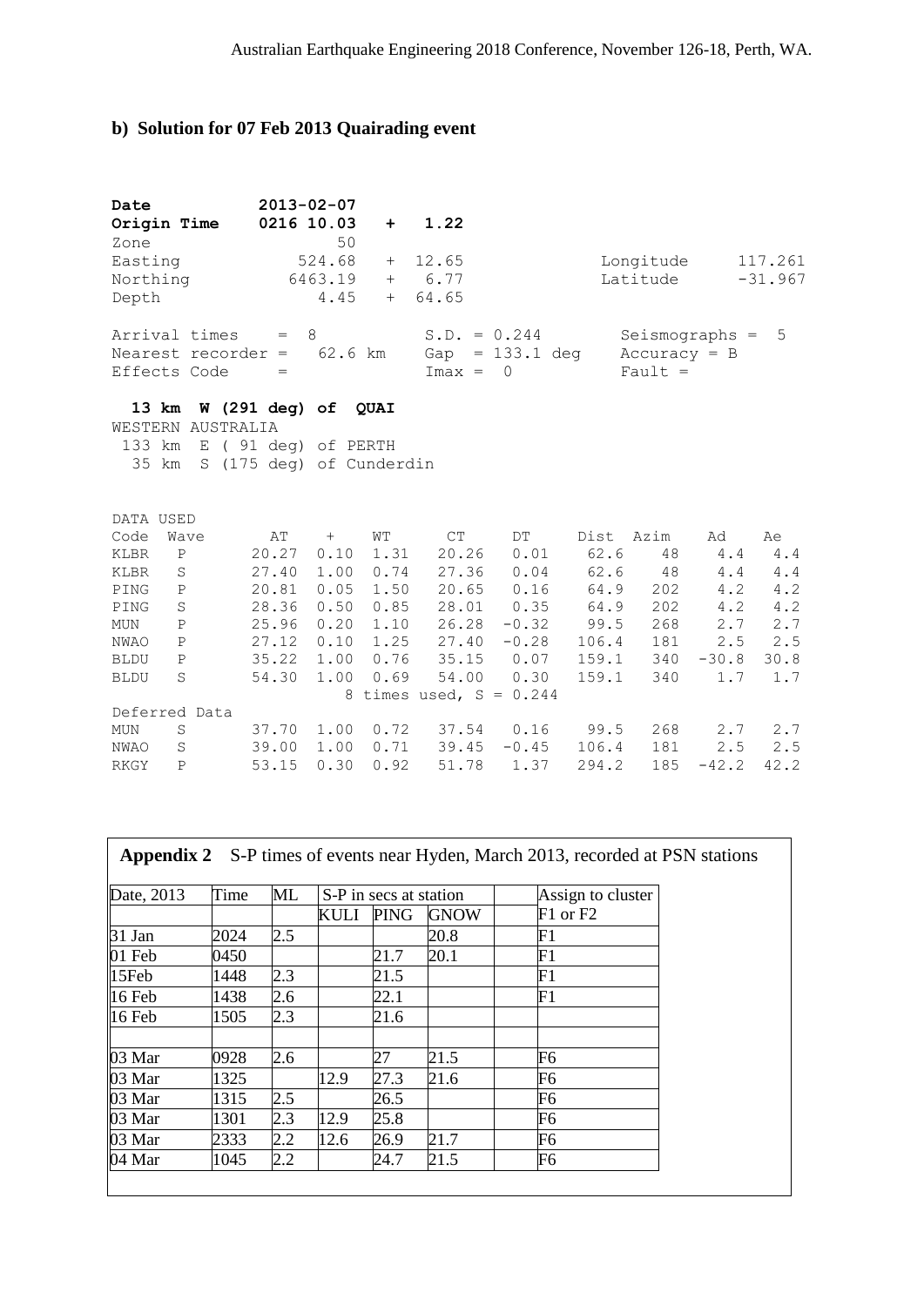### b) Solution for 07 Feb 2013 Quairading event

```
Date            2013-02-07
Origin Time     0216 10.03   +   1.22
Zone                    50
Easting             524.68   +  12.65              Longitude      117.261
Northing           6463.19   +   6.77              Latitude       -31.967
Depth                 4.45   +  64.65

Arrival times    =  8              S.D. = 0.244         Seismographs =  5
Nearest recorder =   62.6 km       Gap  = 133.1 deg     Accuracy = B
Effects Code     =                 Imax =  0            Fault =

  13 km  W (291 deg) of  QUAI
WESTERN AUSTRALIA
 133 km  E ( 91 deg) of PERTH
  35 km  S (175 deg) of Cunderdin


DATA USED
Code  Wave       AT     +     WT      CT      DT     Dist  Azim    Ad    Ae
KLBR   P      20.27  0.10  1.31   20.26   0.01    62.6    48    4.4   4.4
KLBR   S      27.40  1.00  0.74   27.36   0.04    62.6    48    4.4   4.4
PING   P      20.81  0.05  1.50   20.65   0.16    64.9   202    4.2   4.2
PING   S      28.36  0.50  0.85   28.01   0.35    64.9   202    4.2   4.2
MUN    P      25.96  0.20  1.10   26.28  -0.32    99.5   268    2.7   2.7
NWAO   P      27.12  0.10  1.25   27.40  -0.28   106.4   181    2.5   2.5
BLDU   P      35.22  1.00  0.76   35.15   0.07   159.1   340  -30.8  30.8
BLDU   S      54.30  1.00  0.69   54.00   0.30   159.1   340    1.7   1.7
                          8 times used, S = 0.244
Deferred Data
MUN    S      37.70  1.00  0.72   37.54   0.16    99.5   268    2.7   2.7
NWAO   S      39.00  1.00  0.71   39.45  -0.45   106.4   181    2.5   2.5
RKGY   P      53.15  0.30  0.92   51.78   1.37   294.2   185  -42.2  42.2
```

**Appendix 2** S-P times of events near Hyden, March 2013, recorded at PSN stations

| Date, 2013 | Time | ML | S-P in secs at station | | | | Assign to cluster |
|---|---|---|---|---|---|---|---|
| | | | KULI | PING | GNOW | | F1 or F2 |
| 31 Jan | 2024 | 2.5 | | | 20.8 | | F1 |
| 01 Feb | 0450 | | | 21.7 | 20.1 | | F1 |
| 15Feb | 1448 | 2.3 | | 21.5 | | | F1 |
| 16 Feb | 1438 | 2.6 | | 22.1 | | | F1 |
| 16 Feb | 1505 | 2.3 | | 21.6 | | | |
| | | | | | | | |
| 03 Mar | 0928 | 2.6 | | 27 | 21.5 | | F6 |
| 03 Mar | 1325 | | 12.9 | 27.3 | 21.6 | | F6 |
| 03 Mar | 1315 | 2.5 | | 26.5 | | | F6 |
| 03 Mar | 1301 | 2.3 | 12.9 | 25.8 | | | F6 |
| 03 Mar | 2333 | 2.2 | 12.6 | 26.9 | 21.7 | | F6 |
| 04 Mar | 1045 | 2.2 | | 24.7 | 21.5 | | F6 |